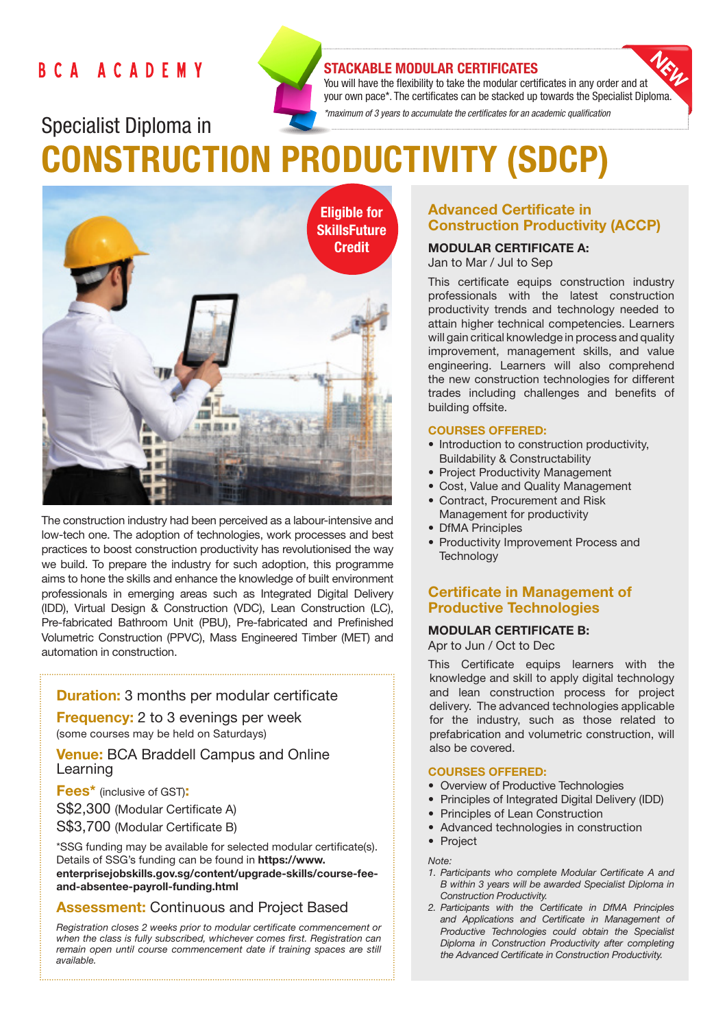BCA ACADEMY

**STACKABLE MODULAR CERTIFICATES**

You will have the flexibility to take the modular certificates in any order and at your own pace*. The certificates can be stacked up towards the Specialist Diploma.

*\*maximum of 3 years to accumulate the certificates for an academic qualification*

NEW

Specialist Diploma in

# CONSTRUCTION PRODUCTIVITY (SDCP)

**Eligible for SkillsFuture Credit**

The construction industry had been perceived as a labour-intensive and low-tech one. The adoption of technologies, work processes and best practices to boost construction productivity has revolutionised the way we build. To prepare the industry for such adoption, this programme aims to hone the skills and enhance the knowledge of built environment professionals in emerging areas such as Integrated Digital Delivery (IDD), Virtual Design & Construction (VDC), Lean Construction (LC), Pre-fabricated Bathroom Unit (PBU), Pre-fabricated and Prefinished Volumetric Construction (PPVC), Mass Engineered Timber (MET) and automation in construction.

**Duration:** 3 months per modular certificate

**Frequency:** 2 to 3 evenings per week
(some courses may be held on Saturdays)

**Venue:** BCA Braddell Campus and Online Learning

**Fees*** (inclusive of GST)**:**
S$2,300 (Modular Certificate A)
S$3,700 (Modular Certificate B)

*SSG funding may be available for selected modular certificate(s). Details of SSG's funding can be found in **https://www.enterprisejobskills.gov.sg/content/upgrade-skills/course-fee-and-absentee-payroll-funding.html**

**Assessment:** Continuous and Project Based

*Registration closes 2 weeks prior to modular certificate commencement or when the class is fully subscribed, whichever comes first. Registration can remain open until course commencement date if training spaces are still available.*

## Advanced Certificate in Construction Productivity (ACCP)

**MODULAR CERTIFICATE A:**
Jan to Mar / Jul to Sep

This certificate equips construction industry professionals with the latest construction productivity trends and technology needed to attain higher technical competencies. Learners will gain critical knowledge in process and quality improvement, management skills, and value engineering. Learners will also comprehend the new construction technologies for different trades including challenges and benefits of building offsite.

**COURSES OFFERED:**

- Introduction to construction productivity, Buildability & Constructability
- Project Productivity Management
- Cost, Value and Quality Management
- Contract, Procurement and Risk Management for productivity
- DfMA Principles
- Productivity Improvement Process and Technology

## Certificate in Management of Productive Technologies

**MODULAR CERTIFICATE B:**
Apr to Jun / Oct to Dec

This Certificate equips learners with the knowledge and skill to apply digital technology and lean construction process for project delivery. The advanced technologies applicable for the industry, such as those related to prefabrication and volumetric construction, will also be covered.

**COURSES OFFERED:**

- Overview of Productive Technologies
- Principles of Integrated Digital Delivery (IDD)
- Principles of Lean Construction
- Advanced technologies in construction
- Project

*Note:*

1. *Participants who complete Modular Certificate A and B within 3 years will be awarded Specialist Diploma in Construction Productivity.*
2. *Participants with the Certificate in DfMA Principles and Applications and Certificate in Management of Productive Technologies could obtain the Specialist Diploma in Construction Productivity after completing the Advanced Certificate in Construction Productivity.*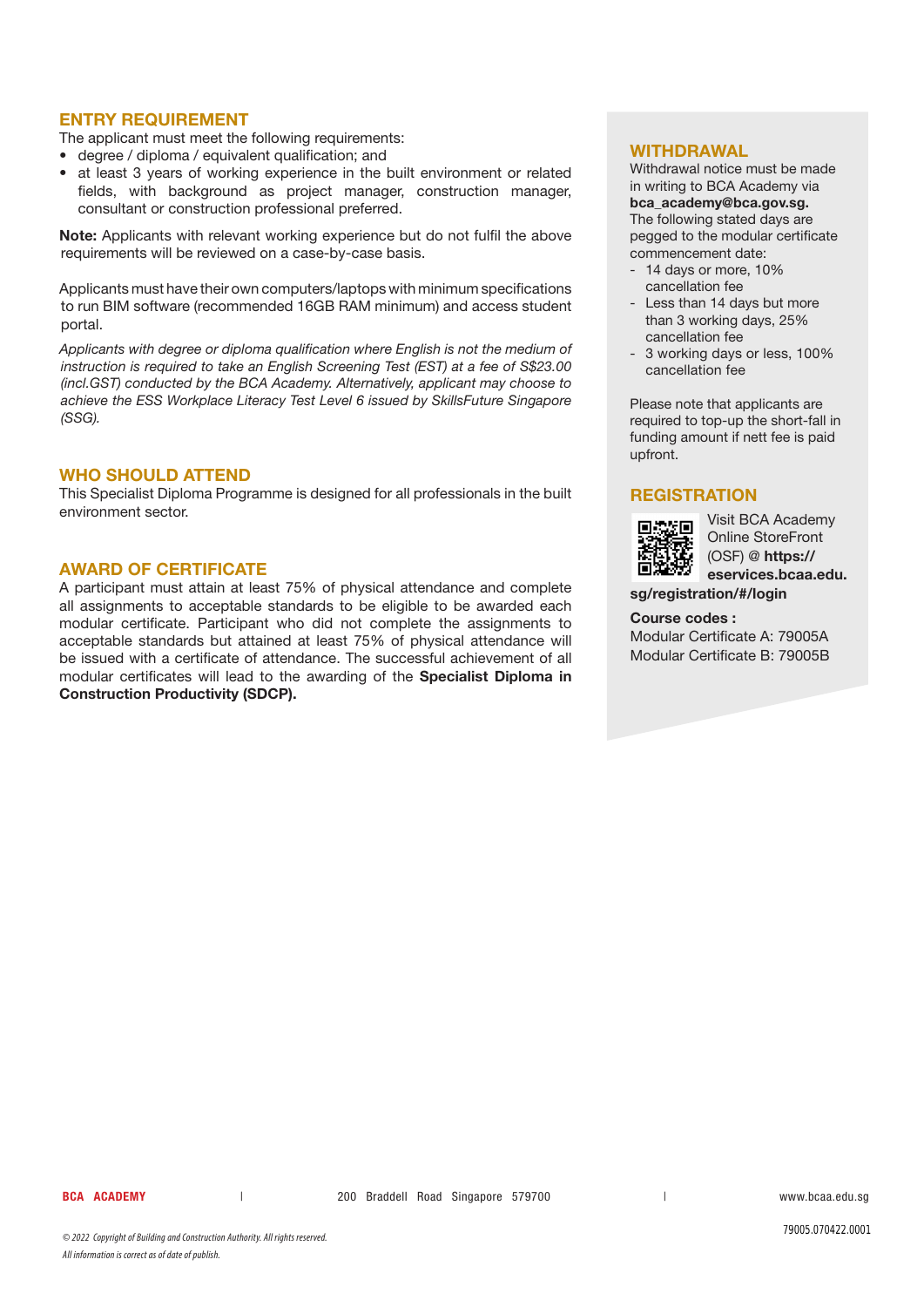## ENTRY REQUIREMENT

The applicant must meet the following requirements:

- degree / diploma / equivalent qualification; and
- at least 3 years of working experience in the built environment or related fields, with background as project manager, construction manager, consultant or construction professional preferred.

**Note:** Applicants with relevant working experience but do not fulfil the above requirements will be reviewed on a case-by-case basis.

Applicants must have their own computers/laptops with minimum specifications to run BIM software (recommended 16GB RAM minimum) and access student portal.

*Applicants with degree or diploma qualification where English is not the medium of instruction is required to take an English Screening Test (EST) at a fee of S$23.00 (incl.GST) conducted by the BCA Academy. Alternatively, applicant may choose to achieve the ESS Workplace Literacy Test Level 6 issued by SkillsFuture Singapore (SSG).*

## WHO SHOULD ATTEND

This Specialist Diploma Programme is designed for all professionals in the built environment sector.

## AWARD OF CERTIFICATE

A participant must attain at least 75% of physical attendance and complete all assignments to acceptable standards to be eligible to be awarded each modular certificate. Participant who did not complete the assignments to acceptable standards but attained at least 75% of physical attendance will be issued with a certificate of attendance. The successful achievement of all modular certificates will lead to the awarding of the **Specialist Diploma in Construction Productivity (SDCP).**

## WITHDRAWAL

Withdrawal notice must be made in writing to BCA Academy via **bca_academy@bca.gov.sg.**
The following stated days are pegged to the modular certificate commencement date:

- 14 days or more, 10% cancellation fee
- Less than 14 days but more than 3 working days, 25% cancellation fee
- 3 working days or less, 100% cancellation fee

Please note that applicants are required to top-up the short-fall in funding amount if nett fee is paid upfront.

## REGISTRATION

Visit BCA Academy Online StoreFront (OSF) @ **https://eservices.bcaa.edu.sg/registration/#/login**

**Course codes :**
Modular Certificate A: 79005A
Modular Certificate B: 79005B

BCA ACADEMY | 200 Braddell Road Singapore 579700 | www.bcaa.edu.sg

*© 2022 Copyright of Building and Construction Authority. All rights reserved.*
*All information is correct as of date of publish.*

79005.070422.0001